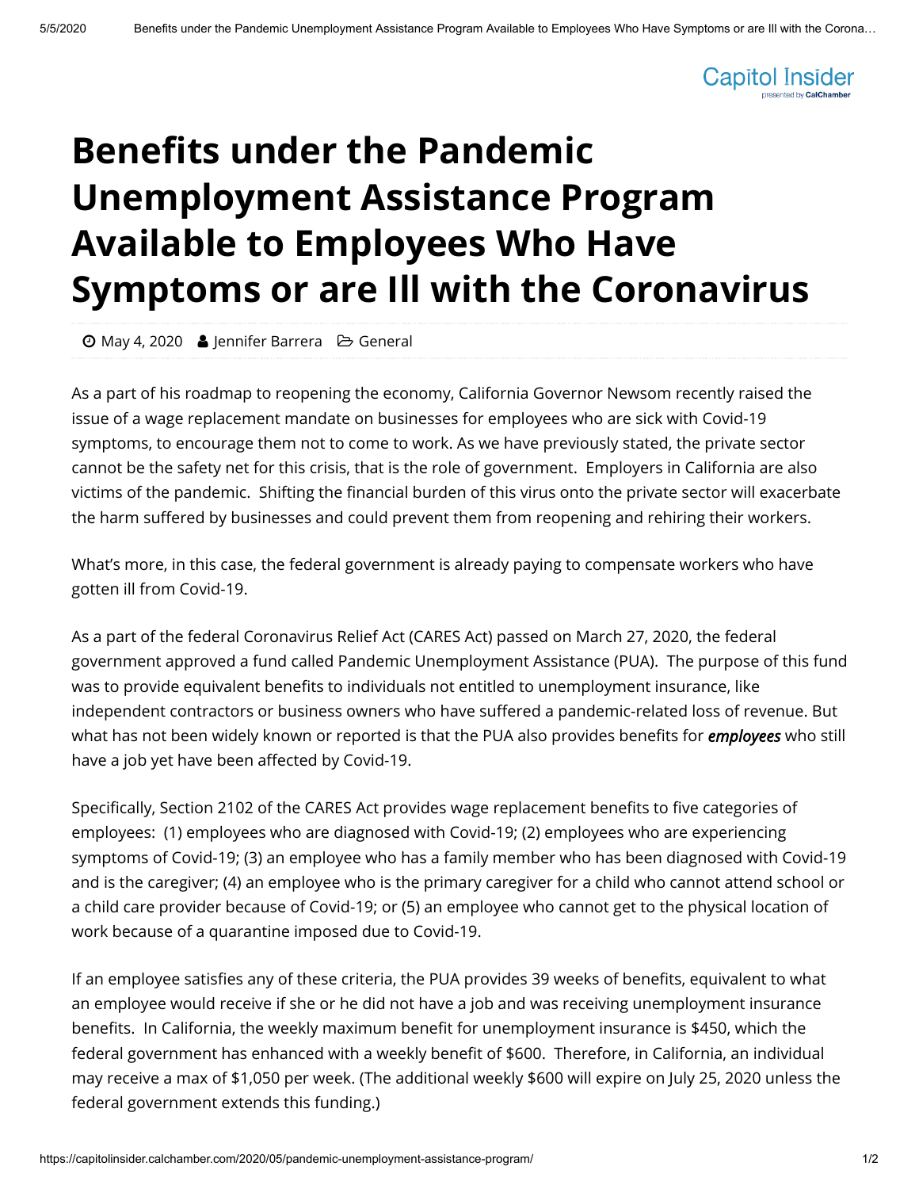# Benefits under the Pandemic Unemployment Assistance Program Available to Employees Who Have Symptoms or are Ill with the Coronavirus

May 4, 2020 Jennifer Barrera General

As a part of his roadmap to reopening the economy, California Governor Newsom recently raised the issue of a wage replacement mandate on businesses for employees who are sick with Covid-19 symptoms, to encourage them not to come to work. As we have previously stated, the private sector cannot be the safety net for this crisis, that is the role of government. Employers in California are also victims of the pandemic. Shifting the financial burden of this virus onto the private sector will exacerbate the harm suffered by businesses and could prevent them from reopening and rehiring their workers.

What's more, in this case, the federal government is already paying to compensate workers who have gotten ill from Covid-19.

As a part of the federal Coronavirus Relief Act (CARES Act) passed on March 27, 2020, the federal government approved a fund called Pandemic Unemployment Assistance (PUA). The purpose of this fund was to provide equivalent benefits to individuals not entitled to unemployment insurance, like independent contractors or business owners who have suffered a pandemic-related loss of revenue. But what has not been widely known or reported is that the PUA also provides benefits for ***employees*** who still have a job yet have been affected by Covid-19.

Specifically, Section 2102 of the CARES Act provides wage replacement benefits to five categories of employees: (1) employees who are diagnosed with Covid-19; (2) employees who are experiencing symptoms of Covid-19; (3) an employee who has a family member who has been diagnosed with Covid-19 and is the caregiver; (4) an employee who is the primary caregiver for a child who cannot attend school or a child care provider because of Covid-19; or (5) an employee who cannot get to the physical location of work because of a quarantine imposed due to Covid-19.

If an employee satisfies any of these criteria, the PUA provides 39 weeks of benefits, equivalent to what an employee would receive if she or he did not have a job and was receiving unemployment insurance benefits. In California, the weekly maximum benefit for unemployment insurance is $450, which the federal government has enhanced with a weekly benefit of $600. Therefore, in California, an individual may receive a max of $1,050 per week. (The additional weekly $600 will expire on July 25, 2020 unless the federal government extends this funding.)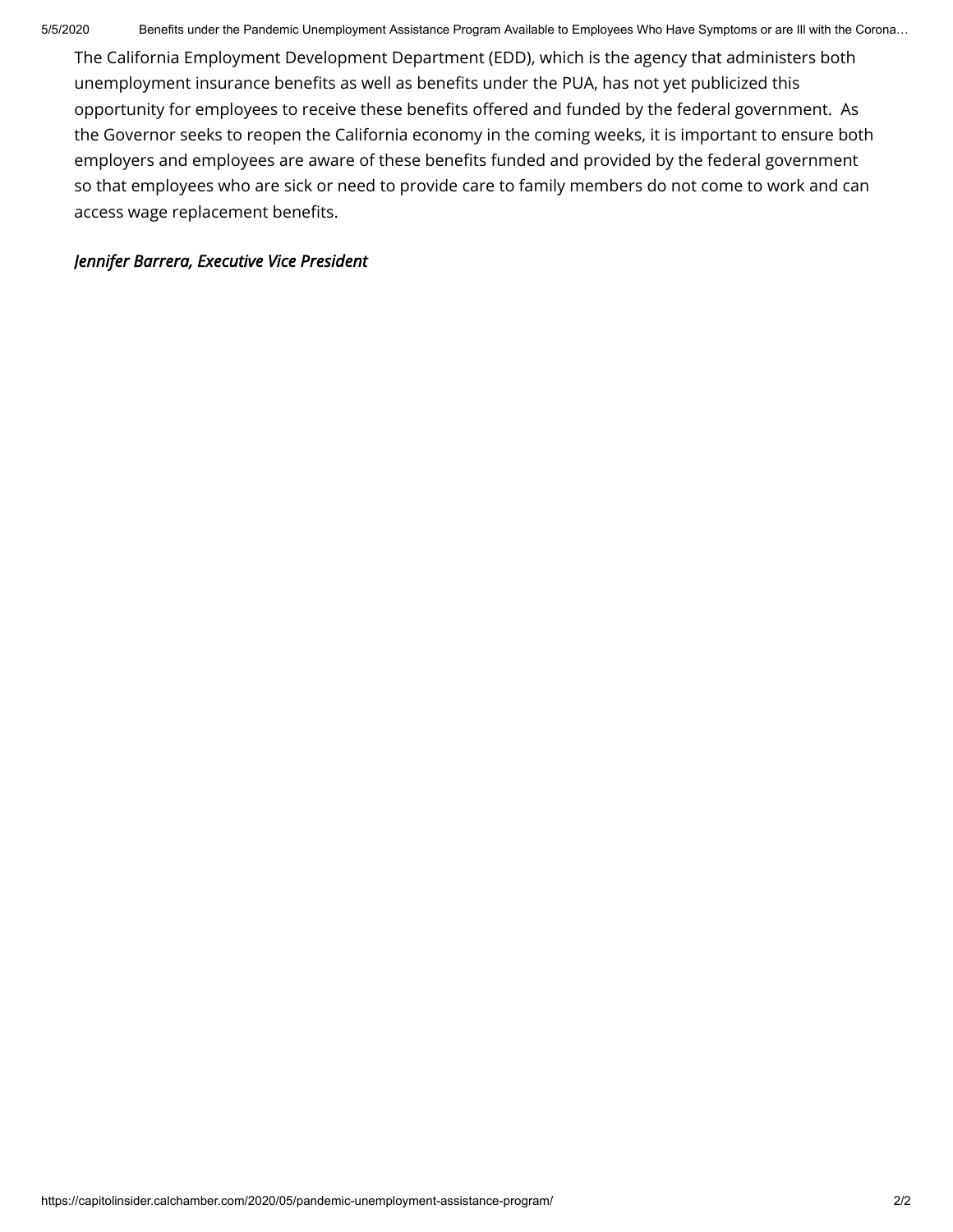The California Employment Development Department (EDD), which is the agency that administers both unemployment insurance benefits as well as benefits under the PUA, has not yet publicized this opportunity for employees to receive these benefits offered and funded by the federal government. As the Governor seeks to reopen the California economy in the coming weeks, it is important to ensure both employers and employees are aware of these benefits funded and provided by the federal government so that employees who are sick or need to provide care to family members do not come to work and can access wage replacement benefits.

*Jennifer Barrera, Executive Vice President*